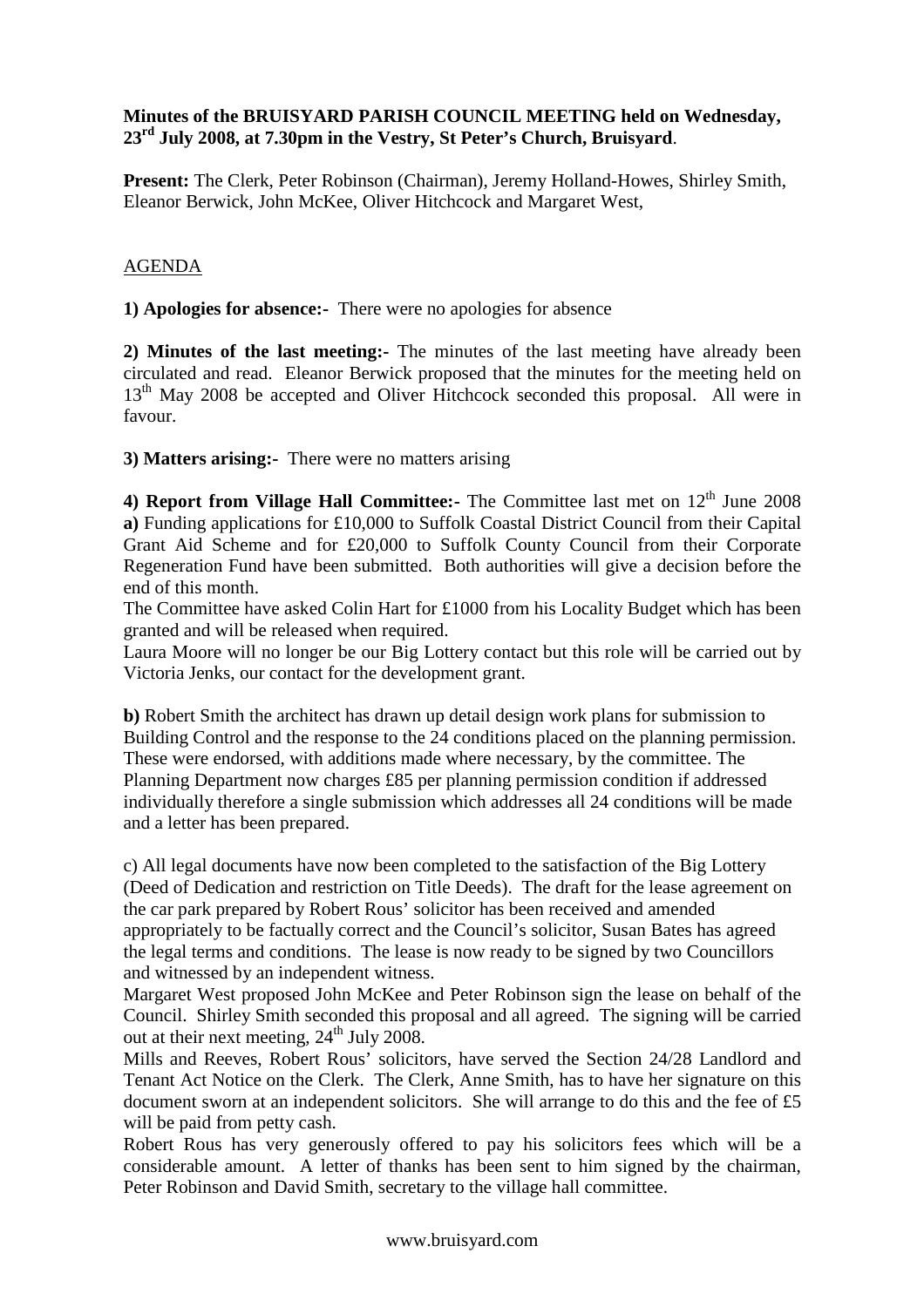**Minutes of the BRUISYARD PARISH COUNCIL MEETING held on Wednesday, 23rd July 2008, at 7.30pm in the Vestry, St Peter's Church, Bruisyard**.

**Present:** The Clerk, Peter Robinson (Chairman), Jeremy Holland-Howes, Shirley Smith, Eleanor Berwick, John McKee, Oliver Hitchcock and Margaret West,

AGENDA

**1) Apologies for absence:-** There were no apologies for absence

**2) Minutes of the last meeting:-** The minutes of the last meeting have already been circulated and read. Eleanor Berwick proposed that the minutes for the meeting held on 13th May 2008 be accepted and Oliver Hitchcock seconded this proposal. All were in favour.

**3) Matters arising:-** There were no matters arising

**4) Report from Village Hall Committee:-** The Committee last met on 12th June 2008
**a)** Funding applications for £10,000 to Suffolk Coastal District Council from their Capital Grant Aid Scheme and for £20,000 to Suffolk County Council from their Corporate Regeneration Fund have been submitted. Both authorities will give a decision before the end of this month.
The Committee have asked Colin Hart for £1000 from his Locality Budget which has been granted and will be released when required.
Laura Moore will no longer be our Big Lottery contact but this role will be carried out by Victoria Jenks, our contact for the development grant.

**b)** Robert Smith the architect has drawn up detail design work plans for submission to Building Control and the response to the 24 conditions placed on the planning permission. These were endorsed, with additions made where necessary, by the committee. The Planning Department now charges £85 per planning permission condition if addressed individually therefore a single submission which addresses all 24 conditions will be made and a letter has been prepared.

c) All legal documents have now been completed to the satisfaction of the Big Lottery (Deed of Dedication and restriction on Title Deeds). The draft for the lease agreement on the car park prepared by Robert Rous' solicitor has been received and amended appropriately to be factually correct and the Council's solicitor, Susan Bates has agreed the legal terms and conditions. The lease is now ready to be signed by two Councillors and witnessed by an independent witness.
Margaret West proposed John McKee and Peter Robinson sign the lease on behalf of the Council. Shirley Smith seconded this proposal and all agreed. The signing will be carried out at their next meeting, 24th July 2008.
Mills and Reeves, Robert Rous' solicitors, have served the Section 24/28 Landlord and Tenant Act Notice on the Clerk. The Clerk, Anne Smith, has to have her signature on this document sworn at an independent solicitors. She will arrange to do this and the fee of £5 will be paid from petty cash.
Robert Rous has very generously offered to pay his solicitors fees which will be a considerable amount. A letter of thanks has been sent to him signed by the chairman, Peter Robinson and David Smith, secretary to the village hall committee.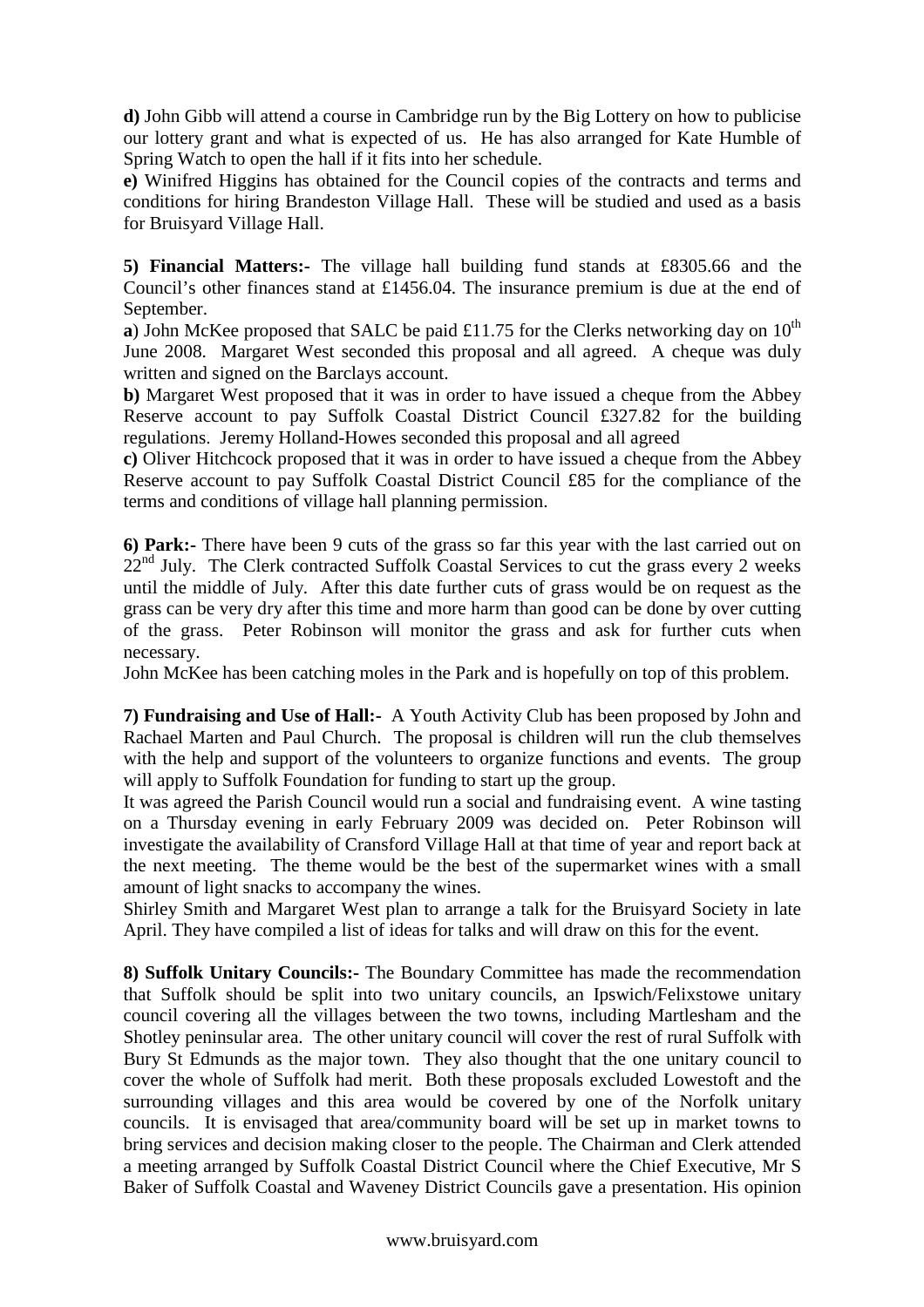**d)** John Gibb will attend a course in Cambridge run by the Big Lottery on how to publicise our lottery grant and what is expected of us. He has also arranged for Kate Humble of Spring Watch to open the hall if it fits into her schedule.

**e)** Winifred Higgins has obtained for the Council copies of the contracts and terms and conditions for hiring Brandeston Village Hall. These will be studied and used as a basis for Bruisyard Village Hall.

**5) Financial Matters:-** The village hall building fund stands at £8305.66 and the Council's other finances stand at £1456.04. The insurance premium is due at the end of September.

**a**) John McKee proposed that SALC be paid £11.75 for the Clerks networking day on 10th June 2008. Margaret West seconded this proposal and all agreed. A cheque was duly written and signed on the Barclays account.

**b)** Margaret West proposed that it was in order to have issued a cheque from the Abbey Reserve account to pay Suffolk Coastal District Council £327.82 for the building regulations. Jeremy Holland-Howes seconded this proposal and all agreed

**c)** Oliver Hitchcock proposed that it was in order to have issued a cheque from the Abbey Reserve account to pay Suffolk Coastal District Council £85 for the compliance of the terms and conditions of village hall planning permission.

**6) Park:-** There have been 9 cuts of the grass so far this year with the last carried out on 22nd July. The Clerk contracted Suffolk Coastal Services to cut the grass every 2 weeks until the middle of July. After this date further cuts of grass would be on request as the grass can be very dry after this time and more harm than good can be done by over cutting of the grass. Peter Robinson will monitor the grass and ask for further cuts when necessary.

John McKee has been catching moles in the Park and is hopefully on top of this problem.

**7) Fundraising and Use of Hall:-** A Youth Activity Club has been proposed by John and Rachael Marten and Paul Church. The proposal is children will run the club themselves with the help and support of the volunteers to organize functions and events. The group will apply to Suffolk Foundation for funding to start up the group.

It was agreed the Parish Council would run a social and fundraising event. A wine tasting on a Thursday evening in early February 2009 was decided on. Peter Robinson will investigate the availability of Cransford Village Hall at that time of year and report back at the next meeting. The theme would be the best of the supermarket wines with a small amount of light snacks to accompany the wines.

Shirley Smith and Margaret West plan to arrange a talk for the Bruisyard Society in late April. They have compiled a list of ideas for talks and will draw on this for the event.

**8) Suffolk Unitary Councils:-** The Boundary Committee has made the recommendation that Suffolk should be split into two unitary councils, an Ipswich/Felixstowe unitary council covering all the villages between the two towns, including Martlesham and the Shotley peninsular area. The other unitary council will cover the rest of rural Suffolk with Bury St Edmunds as the major town. They also thought that the one unitary council to cover the whole of Suffolk had merit. Both these proposals excluded Lowestoft and the surrounding villages and this area would be covered by one of the Norfolk unitary councils. It is envisaged that area/community board will be set up in market towns to bring services and decision making closer to the people. The Chairman and Clerk attended a meeting arranged by Suffolk Coastal District Council where the Chief Executive, Mr S Baker of Suffolk Coastal and Waveney District Councils gave a presentation. His opinion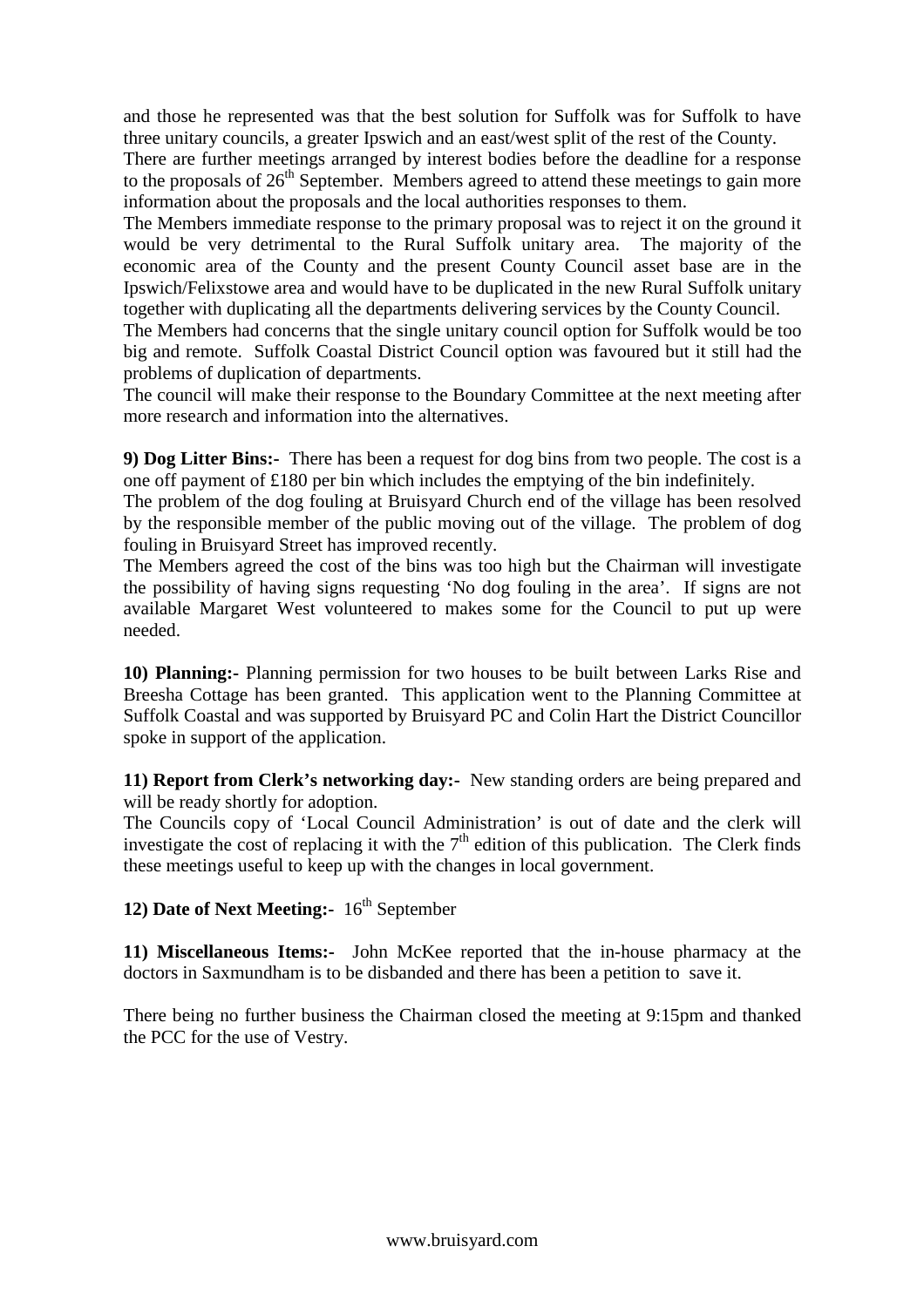and those he represented was that the best solution for Suffolk was for Suffolk to have three unitary councils, a greater Ipswich and an east/west split of the rest of the County.

There are further meetings arranged by interest bodies before the deadline for a response to the proposals of 26th September. Members agreed to attend these meetings to gain more information about the proposals and the local authorities responses to them.

The Members immediate response to the primary proposal was to reject it on the ground it would be very detrimental to the Rural Suffolk unitary area. The majority of the economic area of the County and the present County Council asset base are in the Ipswich/Felixstowe area and would have to be duplicated in the new Rural Suffolk unitary together with duplicating all the departments delivering services by the County Council.

The Members had concerns that the single unitary council option for Suffolk would be too big and remote. Suffolk Coastal District Council option was favoured but it still had the problems of duplication of departments.

The council will make their response to the Boundary Committee at the next meeting after more research and information into the alternatives.

**9) Dog Litter Bins:-** There has been a request for dog bins from two people. The cost is a one off payment of £180 per bin which includes the emptying of the bin indefinitely.

The problem of the dog fouling at Bruisyard Church end of the village has been resolved by the responsible member of the public moving out of the village. The problem of dog fouling in Bruisyard Street has improved recently.

The Members agreed the cost of the bins was too high but the Chairman will investigate the possibility of having signs requesting 'No dog fouling in the area'. If signs are not available Margaret West volunteered to makes some for the Council to put up were needed.

**10) Planning:-** Planning permission for two houses to be built between Larks Rise and Breesha Cottage has been granted. This application went to the Planning Committee at Suffolk Coastal and was supported by Bruisyard PC and Colin Hart the District Councillor spoke in support of the application.

**11) Report from Clerk's networking day:-** New standing orders are being prepared and will be ready shortly for adoption.

The Councils copy of 'Local Council Administration' is out of date and the clerk will investigate the cost of replacing it with the 7th edition of this publication. The Clerk finds these meetings useful to keep up with the changes in local government.

**12) Date of Next Meeting:-** 16th September

**11) Miscellaneous Items:-** John McKee reported that the in-house pharmacy at the doctors in Saxmundham is to be disbanded and there has been a petition to save it.

There being no further business the Chairman closed the meeting at 9:15pm and thanked the PCC for the use of Vestry.

www.bruisyard.com